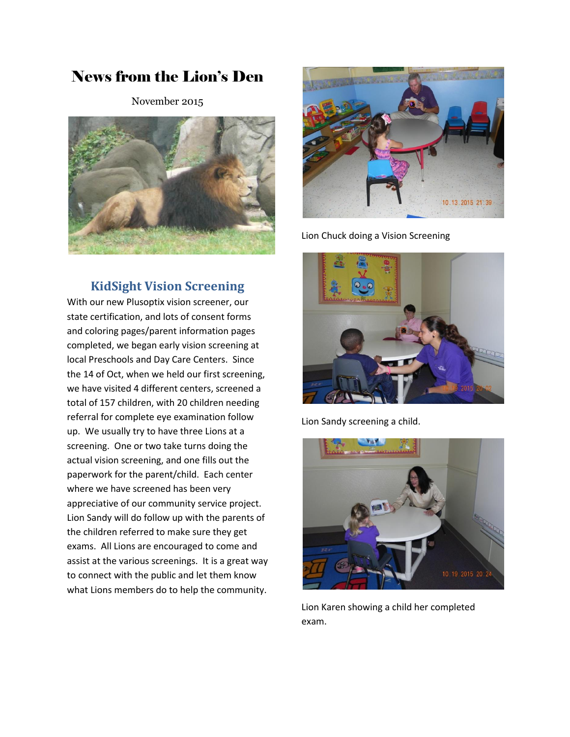# News from the Lion's Den

November 2015

## KidSight Vision Screening

With our new Plusoptix vision screener, our state certification, and lots of consent forms and coloring pages/parent information pages completed, we began early vision screening at local Preschools and Day Care Centers. Since the 14 of Oct, when we held our first screening, we have visited 4 different centers, screened a total of 157 children, with 20 children needing referral for complete eye examination follow up. We usually try to have three Lions at a screening. One or two take turns doing the actual vision screening, and one fills out the paperwork for the parent/child. Each center where we have screened has been very appreciative of our community service project. Lion Sandy will do follow up with the parents of the children referred to make sure they get exams. All Lions are encouraged to come and assist at the various screenings. It is a great way to connect with the public and let them know what Lions members do to help the community.

Lion Chuck doing a Vision Screening

Lion Sandy screening a child.

Lion Karen showing a child her completed exam.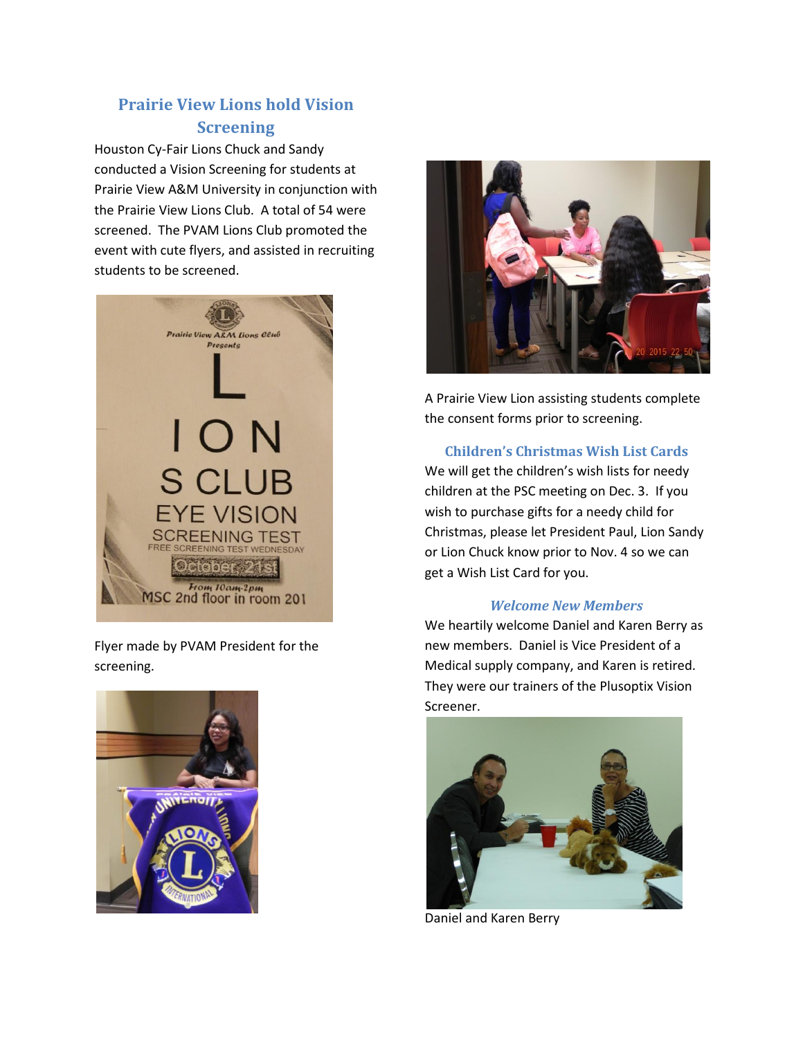## Prairie View Lions hold Vision Screening

Houston Cy-Fair Lions Chuck and Sandy conducted a Vision Screening for students at Prairie View A&M University in conjunction with the Prairie View Lions Club. A total of 54 were screened. The PVAM Lions Club promoted the event with cute flyers, and assisted in recruiting students to be screened.

Flyer made by PVAM President for the screening.

A Prairie View Lion assisting students complete the consent forms prior to screening.

## Children's Christmas Wish List Cards

We will get the children's wish lists for needy children at the PSC meeting on Dec. 3. If you wish to purchase gifts for a needy child for Christmas, please let President Paul, Lion Sandy or Lion Chuck know prior to Nov. 4 so we can get a Wish List Card for you.

## *Welcome New Members*

We heartily welcome Daniel and Karen Berry as new members. Daniel is Vice President of a Medical supply company, and Karen is retired. They were our trainers of the Plusoptix Vision Screener.

Daniel and Karen Berry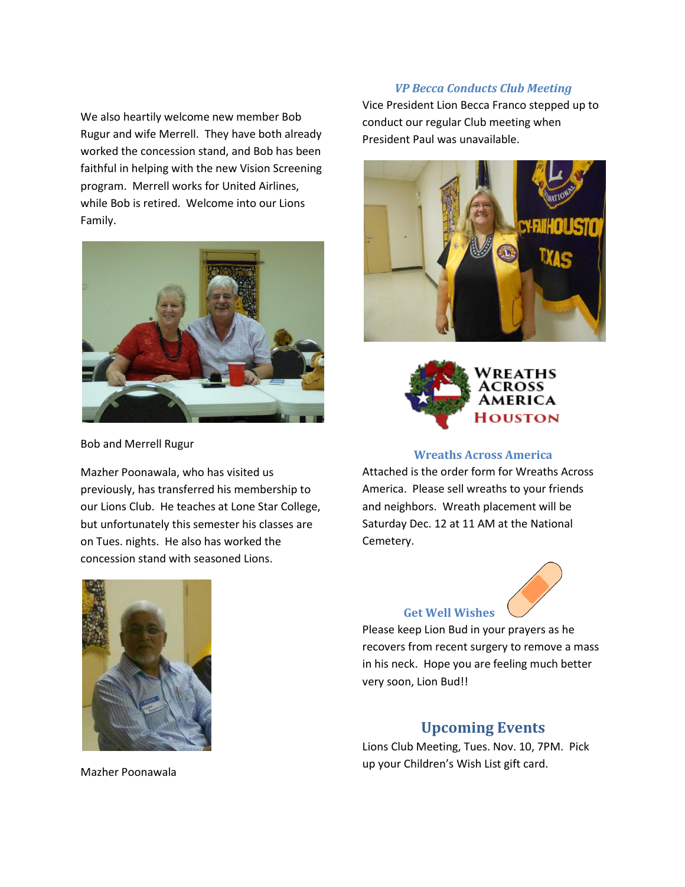We also heartily welcome new member Bob Rugur and wife Merrell. They have both already worked the concession stand, and Bob has been faithful in helping with the new Vision Screening program. Merrell works for United Airlines, while Bob is retired. Welcome into our Lions Family.

Bob and Merrell Rugur

Mazher Poonawala, who has visited us previously, has transferred his membership to our Lions Club. He teaches at Lone Star College, but unfortunately this semester his classes are on Tues. nights. He also has worked the concession stand with seasoned Lions.

Mazher Poonawala

### *VP Becca Conducts Club Meeting*

Vice President Lion Becca Franco stepped up to conduct our regular Club meeting when President Paul was unavailable.

### Wreaths Across America

Attached is the order form for Wreaths Across America. Please sell wreaths to your friends and neighbors. Wreath placement will be Saturday Dec. 12 at 11 AM at the National Cemetery.

### Get Well Wishes

Please keep Lion Bud in your prayers as he recovers from recent surgery to remove a mass in his neck. Hope you are feeling much better very soon, Lion Bud!!

## Upcoming Events

Lions Club Meeting, Tues. Nov. 10, 7PM. Pick up your Children's Wish List gift card.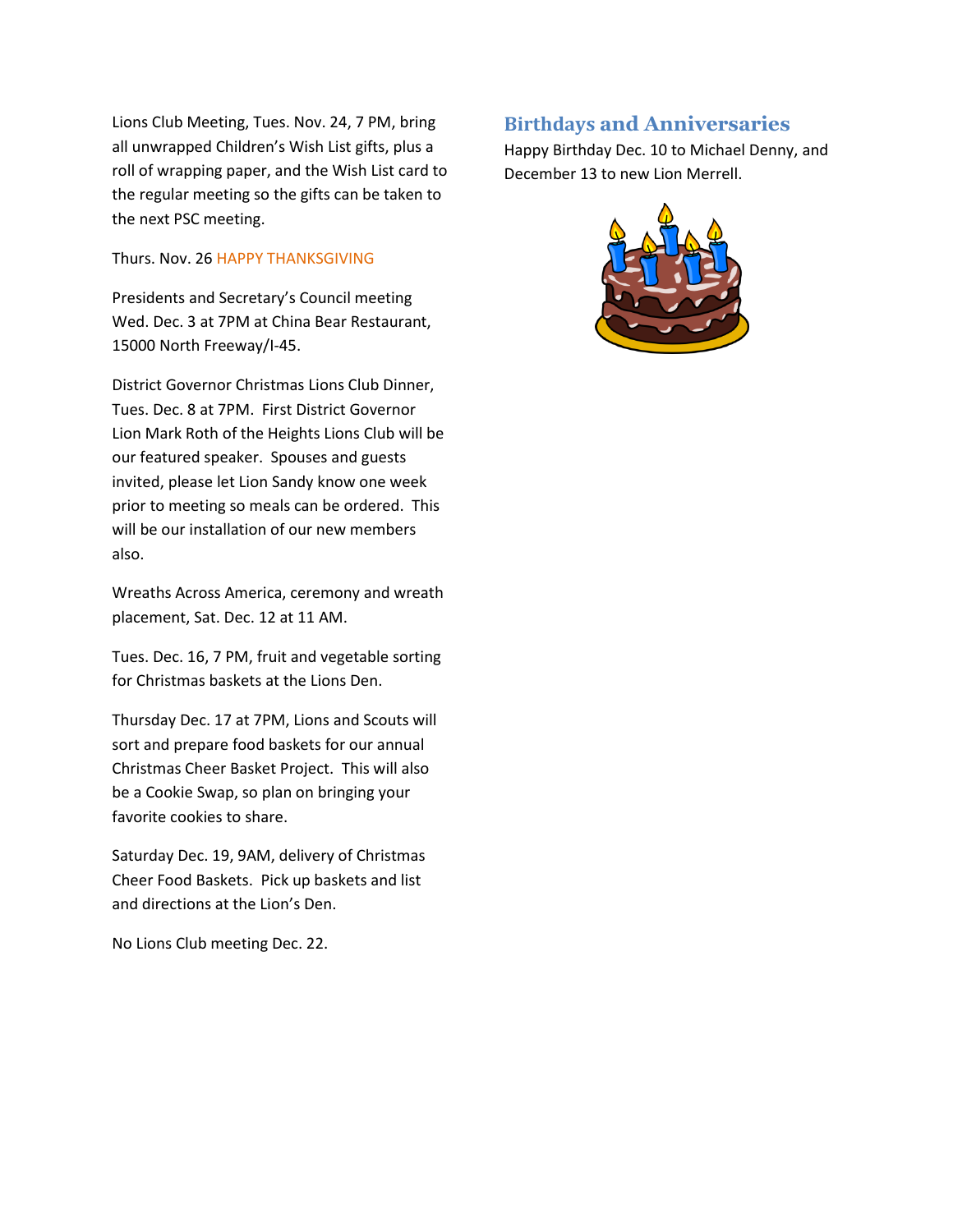Lions Club Meeting, Tues. Nov. 24, 7 PM, bring all unwrapped Children's Wish List gifts, plus a roll of wrapping paper, and the Wish List card to the regular meeting so the gifts can be taken to the next PSC meeting.

Thurs. Nov. 26 HAPPY THANKSGIVING

Presidents and Secretary's Council meeting Wed. Dec. 3 at 7PM at China Bear Restaurant, 15000 North Freeway/I-45.

District Governor Christmas Lions Club Dinner, Tues. Dec. 8 at 7PM. First District Governor Lion Mark Roth of the Heights Lions Club will be our featured speaker. Spouses and guests invited, please let Lion Sandy know one week prior to meeting so meals can be ordered. This will be our installation of our new members also.

Wreaths Across America, ceremony and wreath placement, Sat. Dec. 12 at 11 AM.

Tues. Dec. 16, 7 PM, fruit and vegetable sorting for Christmas baskets at the Lions Den.

Thursday Dec. 17 at 7PM, Lions and Scouts will sort and prepare food baskets for our annual Christmas Cheer Basket Project. This will also be a Cookie Swap, so plan on bringing your favorite cookies to share.

Saturday Dec. 19, 9AM, delivery of Christmas Cheer Food Baskets. Pick up baskets and list and directions at the Lion's Den.

No Lions Club meeting Dec. 22.

## Birthdays and Anniversaries

Happy Birthday Dec. 10 to Michael Denny, and December 13 to new Lion Merrell.